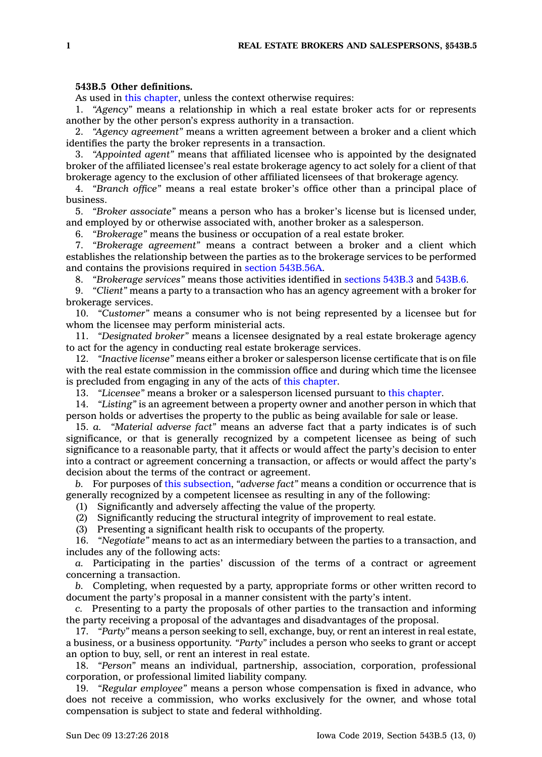**543B.5 Other definitions.**

As used in this chapter, unless the context otherwise requires:

1. *"Agency"* means a relationship in which a real estate broker acts for or represents another by the other person's express authority in a transaction.

2. *"Agency agreement"* means a written agreement between a broker and a client which identifies the party the broker represents in a transaction.

3. *"Appointed agent"* means that affiliated licensee who is appointed by the designated broker of the affiliated licensee's real estate brokerage agency to act solely for a client of that brokerage agency to the exclusion of other affiliated licensees of that brokerage agency.

4. *"Branch office"* means a real estate broker's office other than a principal place of business.

5. *"Broker associate"* means a person who has a broker's license but is licensed under, and employed by or otherwise associated with, another broker as a salesperson.

6. *"Brokerage"* means the business or occupation of a real estate broker.

7. *"Brokerage agreement"* means a contract between a broker and a client which establishes the relationship between the parties as to the brokerage services to be performed and contains the provisions required in section 543B.56A.

8. *"Brokerage services"* means those activities identified in sections 543B.3 and 543B.6.

9. *"Client"* means a party to a transaction who has an agency agreement with a broker for brokerage services.

10. *"Customer"* means a consumer who is not being represented by a licensee but for whom the licensee may perform ministerial acts.

11. *"Designated broker"* means a licensee designated by a real estate brokerage agency to act for the agency in conducting real estate brokerage services.

12. *"Inactive license"* means either a broker or salesperson license certificate that is on file with the real estate commission in the commission office and during which time the licensee is precluded from engaging in any of the acts of this chapter.

13. *"Licensee"* means a broker or a salesperson licensed pursuant to this chapter.

14. *"Listing"* is an agreement between a property owner and another person in which that person holds or advertises the property to the public as being available for sale or lease.

15. *a.* *"Material adverse fact"* means an adverse fact that a party indicates is of such significance, or that is generally recognized by a competent licensee as being of such significance to a reasonable party, that it affects or would affect the party's decision to enter into a contract or agreement concerning a transaction, or affects or would affect the party's decision about the terms of the contract or agreement.

*b.* For purposes of this subsection, *"adverse fact"* means a condition or occurrence that is generally recognized by a competent licensee as resulting in any of the following:

(1) Significantly and adversely affecting the value of the property.

(2) Significantly reducing the structural integrity of improvement to real estate.

(3) Presenting a significant health risk to occupants of the property.

16. *"Negotiate"* means to act as an intermediary between the parties to a transaction, and includes any of the following acts:

*a.* Participating in the parties' discussion of the terms of a contract or agreement concerning a transaction.

*b.* Completing, when requested by a party, appropriate forms or other written record to document the party's proposal in a manner consistent with the party's intent.

*c.* Presenting to a party the proposals of other parties to the transaction and informing the party receiving a proposal of the advantages and disadvantages of the proposal.

17. *"Party"* means a person seeking to sell, exchange, buy, or rent an interest in real estate, a business, or a business opportunity. *"Party"* includes a person who seeks to grant or accept an option to buy, sell, or rent an interest in real estate.

18. *"Person"* means an individual, partnership, association, corporation, professional corporation, or professional limited liability company.

19. *"Regular employee"* means a person whose compensation is fixed in advance, who does not receive a commission, who works exclusively for the owner, and whose total compensation is subject to state and federal withholding.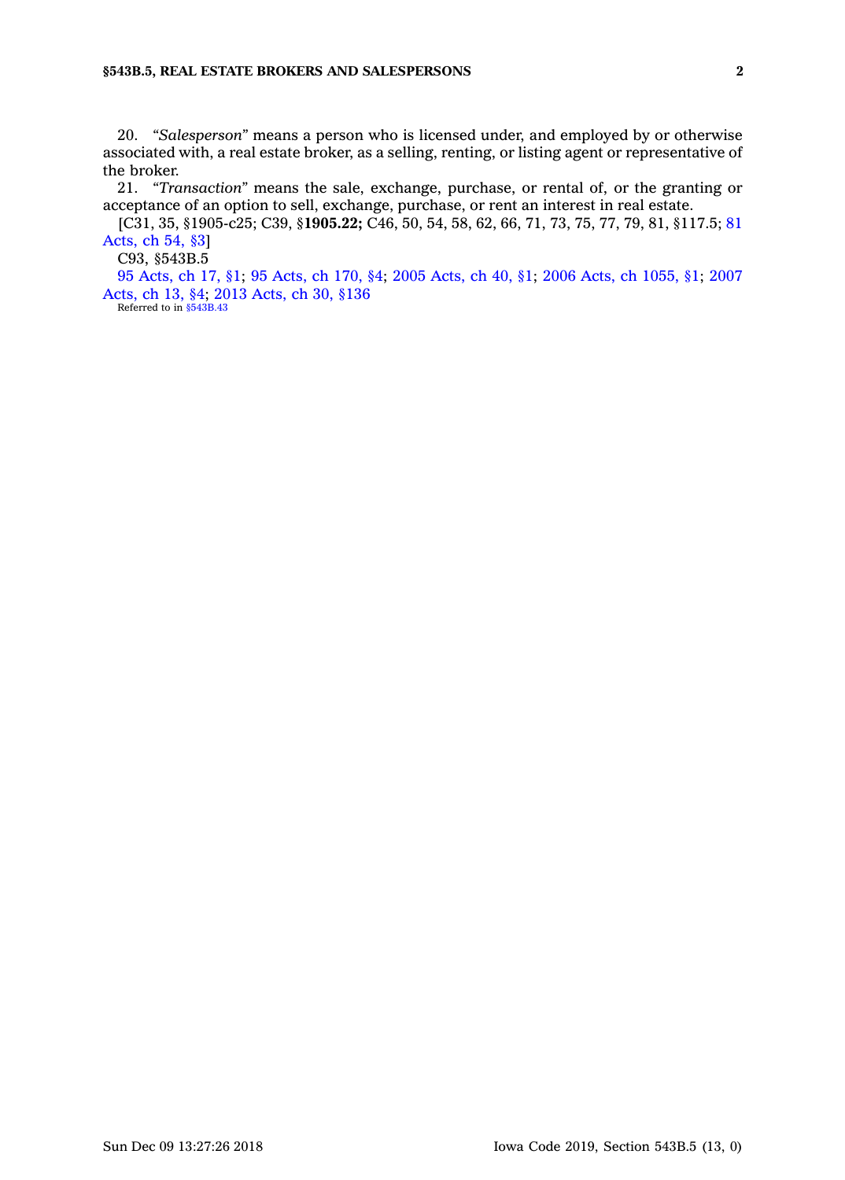20. “*Salesperson*” means a person who is licensed under, and employed by or otherwise associated with, a real estate broker, as a selling, renting, or listing agent or representative of the broker.

21. “*Transaction*” means the sale, exchange, purchase, or rental of, or the granting or acceptance of an option to sell, exchange, purchase, or rent an interest in real estate.

[C31, 35, §1905-c25; C39, §**1905.22;** C46, 50, 54, 58, 62, 66, 71, 73, 75, 77, 79, 81, §117.5; 81 Acts, ch 54, §3]

C93, §543B.5

95 Acts, ch 17, §1; 95 Acts, ch 170, §4; 2005 Acts, ch 40, §1; 2006 Acts, ch 1055, §1; 2007 Acts, ch 13, §4; 2013 Acts, ch 30, §136

Referred to in §543B.43